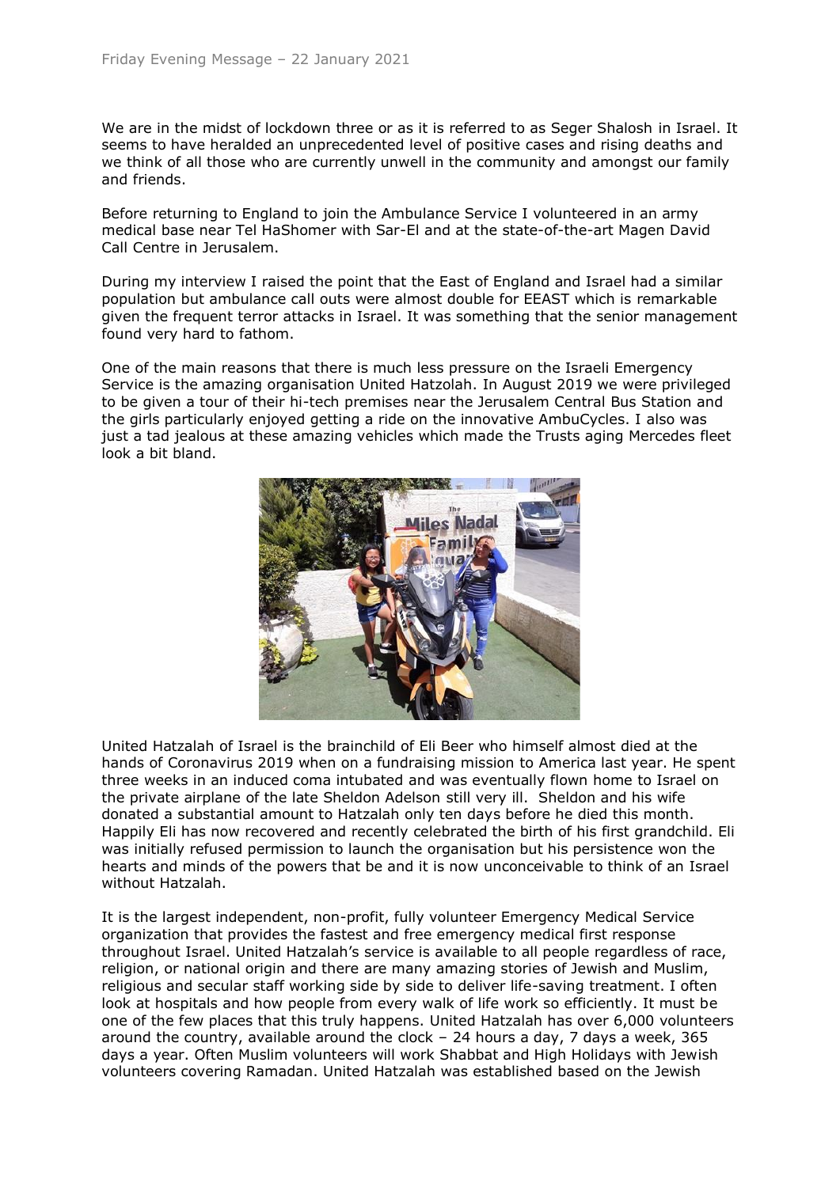Friday Evening Message – 22 January 2021

We are in the midst of lockdown three or as it is referred to as Seger Shalosh in Israel. It seems to have heralded an unprecedented level of positive cases and rising deaths and we think of all those who are currently unwell in the community and amongst our family and friends.

Before returning to England to join the Ambulance Service I volunteered in an army medical base near Tel HaShomer with Sar-El and at the state-of-the-art Magen David Call Centre in Jerusalem.

During my interview I raised the point that the East of England and Israel had a similar population but ambulance call outs were almost double for EEAST which is remarkable given the frequent terror attacks in Israel. It was something that the senior management found very hard to fathom.

One of the main reasons that there is much less pressure on the Israeli Emergency Service is the amazing organisation United Hatzolah. In August 2019 we were privileged to be given a tour of their hi-tech premises near the Jerusalem Central Bus Station and the girls particularly enjoyed getting a ride on the innovative AmbuCycles. I also was just a tad jealous at these amazing vehicles which made the Trusts aging Mercedes fleet look a bit bland.

United Hatzalah of Israel is the brainchild of Eli Beer who himself almost died at the hands of Coronavirus 2019 when on a fundraising mission to America last year. He spent three weeks in an induced coma intubated and was eventually flown home to Israel on the private airplane of the late Sheldon Adelson still very ill. Sheldon and his wife donated a substantial amount to Hatzalah only ten days before he died this month. Happily Eli has now recovered and recently celebrated the birth of his first grandchild. Eli was initially refused permission to launch the organisation but his persistence won the hearts and minds of the powers that be and it is now unconceivable to think of an Israel without Hatzalah.

It is the largest independent, non-profit, fully volunteer Emergency Medical Service organization that provides the fastest and free emergency medical first response throughout Israel. United Hatzalah's service is available to all people regardless of race, religion, or national origin and there are many amazing stories of Jewish and Muslim, religious and secular staff working side by side to deliver life-saving treatment. I often look at hospitals and how people from every walk of life work so efficiently. It must be one of the few places that this truly happens. United Hatzalah has over 6,000 volunteers around the country, available around the clock – 24 hours a day, 7 days a week, 365 days a year. Often Muslim volunteers will work Shabbat and High Holidays with Jewish volunteers covering Ramadan. United Hatzalah was established based on the Jewish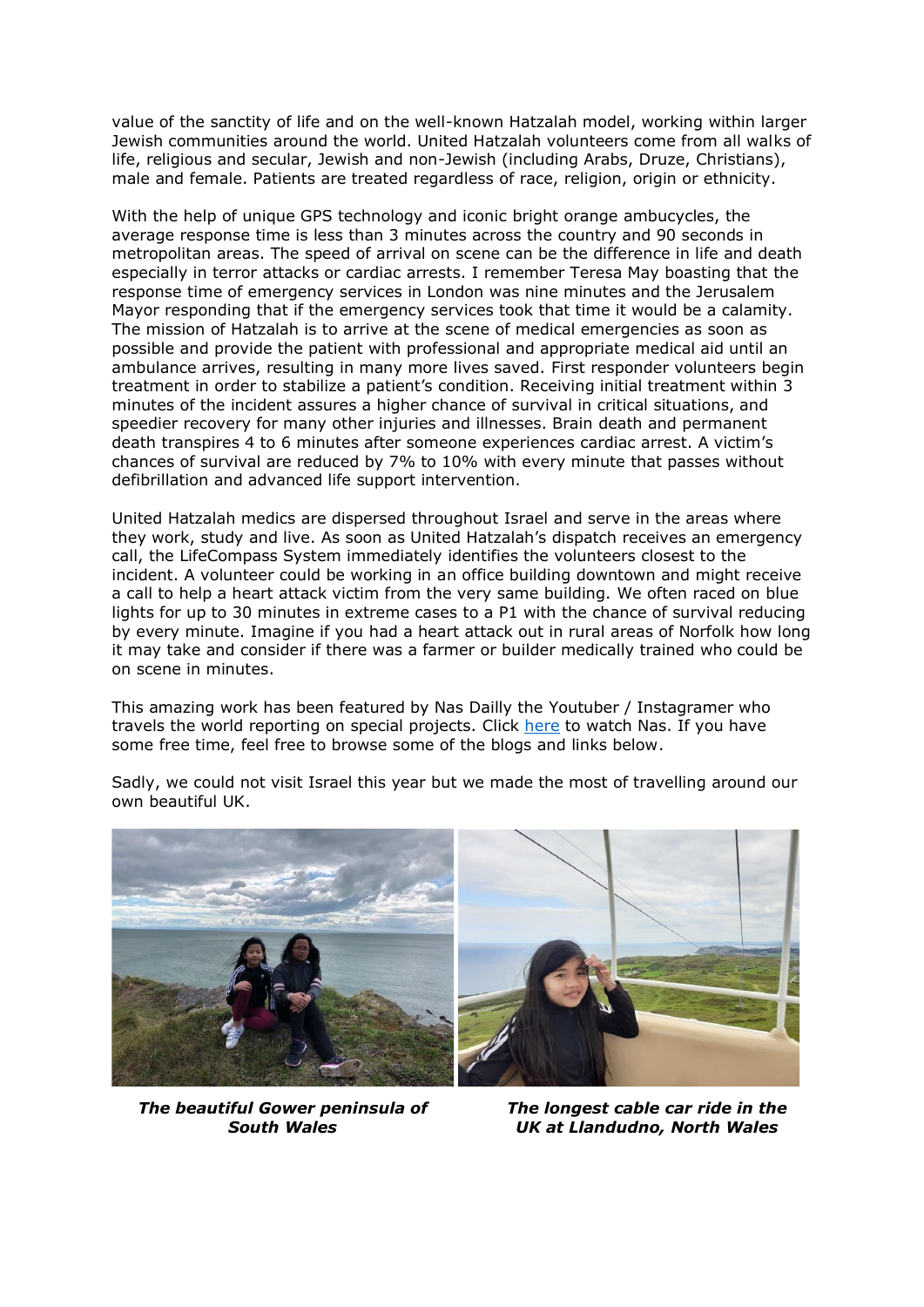value of the sanctity of life and on the well-known Hatzalah model, working within larger Jewish communities around the world. United Hatzalah volunteers come from all walks of life, religious and secular, Jewish and non-Jewish (including Arabs, Druze, Christians), male and female. Patients are treated regardless of race, religion, origin or ethnicity.

With the help of unique GPS technology and iconic bright orange ambucycles, the average response time is less than 3 minutes across the country and 90 seconds in metropolitan areas. The speed of arrival on scene can be the difference in life and death especially in terror attacks or cardiac arrests. I remember Teresa May boasting that the response time of emergency services in London was nine minutes and the Jerusalem Mayor responding that if the emergency services took that time it would be a calamity. The mission of Hatzalah is to arrive at the scene of medical emergencies as soon as possible and provide the patient with professional and appropriate medical aid until an ambulance arrives, resulting in many more lives saved. First responder volunteers begin treatment in order to stabilize a patient's condition. Receiving initial treatment within 3 minutes of the incident assures a higher chance of survival in critical situations, and speedier recovery for many other injuries and illnesses. Brain death and permanent death transpires 4 to 6 minutes after someone experiences cardiac arrest. A victim's chances of survival are reduced by 7% to 10% with every minute that passes without defibrillation and advanced life support intervention.

United Hatzalah medics are dispersed throughout Israel and serve in the areas where they work, study and live. As soon as United Hatzalah's dispatch receives an emergency call, the LifeCompass System immediately identifies the volunteers closest to the incident. A volunteer could be working in an office building downtown and might receive a call to help a heart attack victim from the very same building. We often raced on blue lights for up to 30 minutes in extreme cases to a P1 with the chance of survival reducing by every minute. Imagine if you had a heart attack out in rural areas of Norfolk how long it may take and consider if there was a farmer or builder medically trained who could be on scene in minutes.

This amazing work has been featured by Nas Dailly the Youtuber / Instagramer who travels the world reporting on special projects. Click here to watch Nas. If you have some free time, feel free to browse some of the blogs and links below.

Sadly, we could not visit Israel this year but we made the most of travelling around our own beautiful UK.

***The beautiful Gower peninsula of South Wales***

***The longest cable car ride in the UK at Llandudno, North Wales***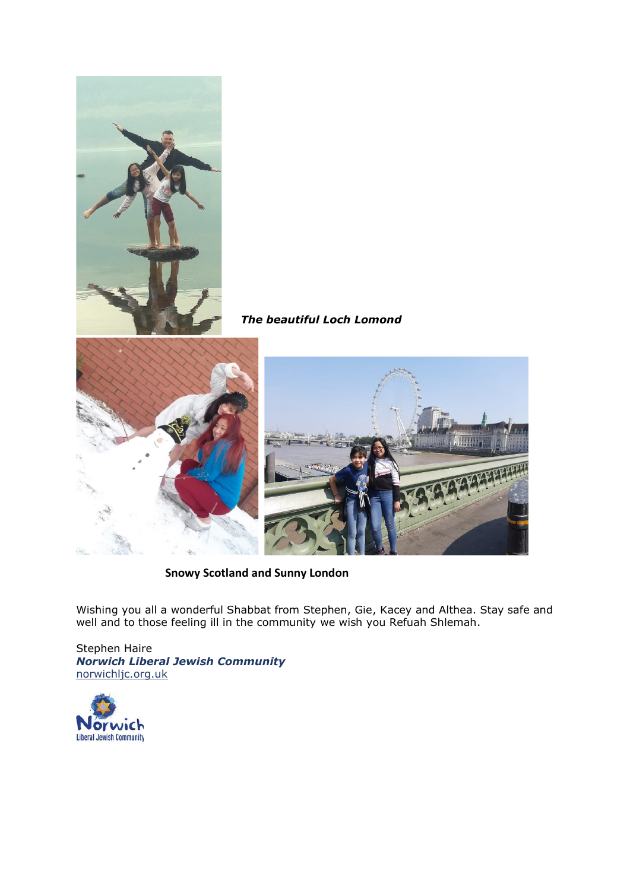***The beautiful Loch Lomond***

**Snowy Scotland and Sunny London**

Wishing you all a wonderful Shabbat from Stephen, Gie, Kacey and Althea. Stay safe and well and to those feeling ill in the community we wish you Refuah Shlemah.

Stephen Haire
***Norwich Liberal Jewish Community***
norwichljc.org.uk

Norwich
Liberal Jewish Community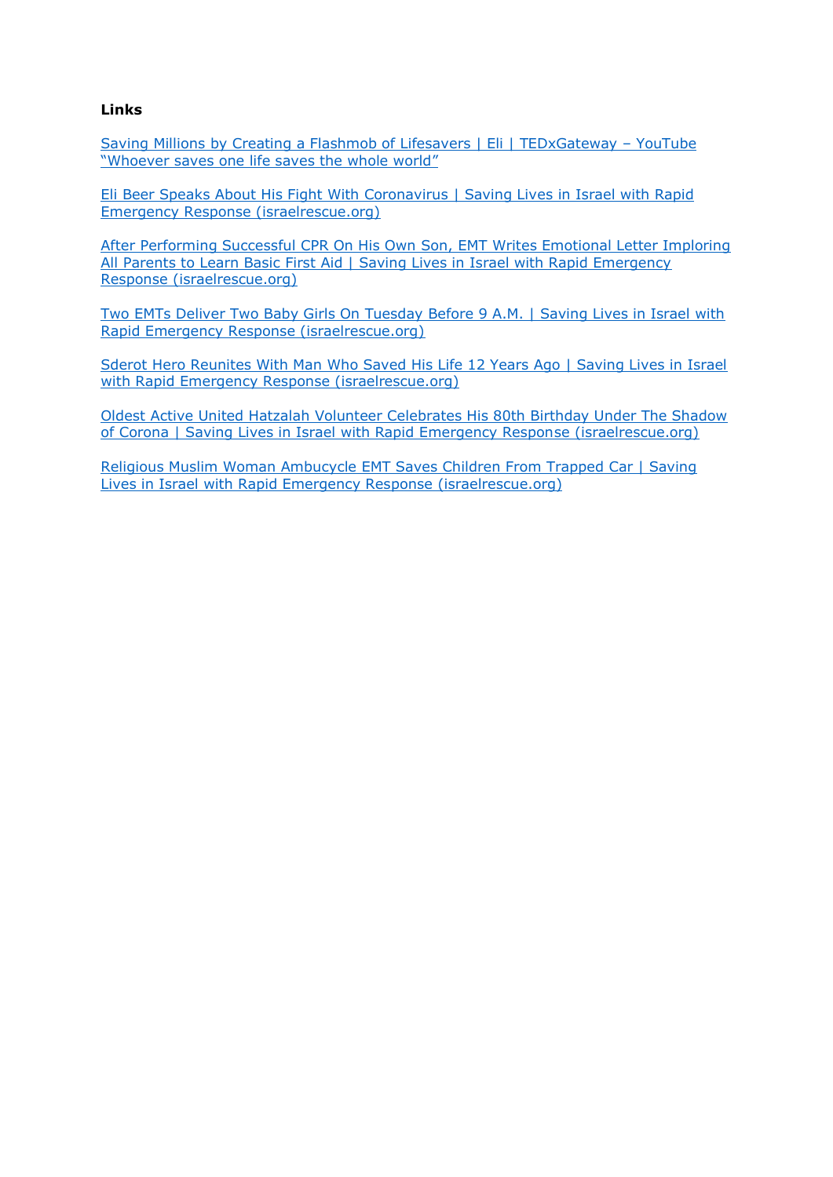**Links**

Saving Millions by Creating a Flashmob of Lifesavers | Eli | TEDxGateway – YouTube “Whoever saves one life saves the whole world”

Eli Beer Speaks About His Fight With Coronavirus | Saving Lives in Israel with Rapid Emergency Response (israelrescue.org)

After Performing Successful CPR On His Own Son, EMT Writes Emotional Letter Imploring All Parents to Learn Basic First Aid | Saving Lives in Israel with Rapid Emergency Response (israelrescue.org)

Two EMTs Deliver Two Baby Girls On Tuesday Before 9 A.M. | Saving Lives in Israel with Rapid Emergency Response (israelrescue.org)

Sderot Hero Reunites With Man Who Saved His Life 12 Years Ago | Saving Lives in Israel with Rapid Emergency Response (israelrescue.org)

Oldest Active United Hatzalah Volunteer Celebrates His 80th Birthday Under The Shadow of Corona | Saving Lives in Israel with Rapid Emergency Response (israelrescue.org)

Religious Muslim Woman Ambucycle EMT Saves Children From Trapped Car | Saving Lives in Israel with Rapid Emergency Response (israelrescue.org)